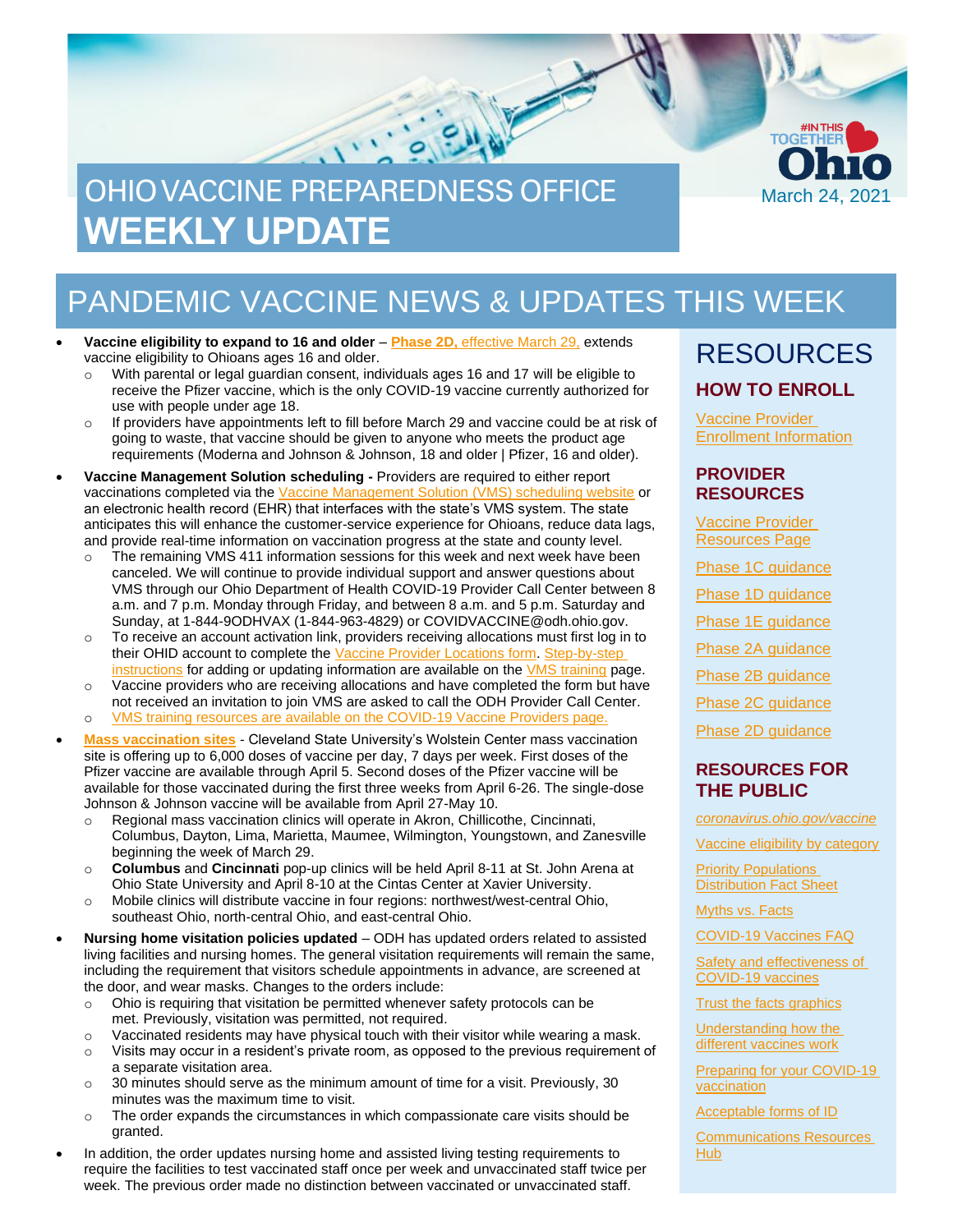# OHIO VACCINE PREPAREDNESS OFFICE **WEEKLY UPDATE**

March 24, 2021

## PANDEMIC VACCINE NEWS & UPDATES THIS WEEK

- **Vaccine eligibility to expand to 16 and older** – **Phase 2D,** effective March 29, extends vaccine eligibility to Ohioans ages 16 and older.
  - With parental or legal guardian consent, individuals ages 16 and 17 will be eligible to receive the Pfizer vaccine, which is the only COVID-19 vaccine currently authorized for use with people under age 18.
  - If providers have appointments left to fill before March 29 and vaccine could be at risk of going to waste, that vaccine should be given to anyone who meets the product age requirements (Moderna and Johnson & Johnson, 18 and older | Pfizer, 16 and older).
- **Vaccine Management Solution scheduling -** Providers are required to either report vaccinations completed via the Vaccine Management Solution (VMS) scheduling website or an electronic health record (EHR) that interfaces with the state's VMS system. The state anticipates this will enhance the customer-service experience for Ohioans, reduce data lags, and provide real-time information on vaccination progress at the state and county level.
  - The remaining VMS 411 information sessions for this week and next week have been canceled. We will continue to provide individual support and answer questions about VMS through our Ohio Department of Health COVID-19 Provider Call Center between 8 a.m. and 7 p.m. Monday through Friday, and between 8 a.m. and 5 p.m. Saturday and Sunday, at 1-844-9ODHVAX (1-844-963-4829) or COVIDVACCINE@odh.ohio.gov.
  - To receive an account activation link, providers receiving allocations must first log in to their OHID account to complete the Vaccine Provider Locations form. Step-by-step instructions for adding or updating information are available on the VMS training page.
  - Vaccine providers who are receiving allocations and have completed the form but have not received an invitation to join VMS are asked to call the ODH Provider Call Center.
  - VMS training resources are available on the COVID-19 Vaccine Providers page.
- **Mass vaccination sites** - Cleveland State University's Wolstein Center mass vaccination site is offering up to 6,000 doses of vaccine per day, 7 days per week. First doses of the Pfizer vaccine are available through April 5. Second doses of the Pfizer vaccine will be available for those vaccinated during the first three weeks from April 6-26. The single-dose Johnson & Johnson vaccine will be available from April 27-May 10.
  - Regional mass vaccination clinics will operate in Akron, Chillicothe, Cincinnati, Columbus, Dayton, Lima, Marietta, Maumee, Wilmington, Youngstown, and Zanesville beginning the week of March 29.
  - **Columbus** and **Cincinnati** pop-up clinics will be held April 8-11 at St. John Arena at Ohio State University and April 8-10 at the Cintas Center at Xavier University.
  - Mobile clinics will distribute vaccine in four regions: northwest/west-central Ohio, southeast Ohio, north-central Ohio, and east-central Ohio.
- **Nursing home visitation policies updated** – ODH has updated orders related to assisted living facilities and nursing homes. The general visitation requirements will remain the same, including the requirement that visitors schedule appointments in advance, are screened at the door, and wear masks. Changes to the orders include:
  - Ohio is requiring that visitation be permitted whenever safety protocols can be met. Previously, visitation was permitted, not required.
  - Vaccinated residents may have physical touch with their visitor while wearing a mask.
  - Visits may occur in a resident's private room, as opposed to the previous requirement of a separate visitation area.
  - 30 minutes should serve as the minimum amount of time for a visit. Previously, 30 minutes was the maximum time to visit.
  - The order expands the circumstances in which compassionate care visits should be granted.
- In addition, the order updates nursing home and assisted living testing requirements to require the facilities to test vaccinated staff once per week and unvaccinated staff twice per week. The previous order made no distinction between vaccinated or unvaccinated staff.

## RESOURCES

### HOW TO ENROLL

Vaccine Provider Enrollment Information

### PROVIDER RESOURCES

Vaccine Provider Resources Page

Phase 1C guidance

Phase 1D guidance

Phase 1E guidance

Phase 2A guidance

Phase 2B guidance

Phase 2C guidance

Phase 2D guidance

### RESOURCES FOR THE PUBLIC

*coronavirus.ohio.gov/vaccine*

Vaccine eligibility by category

Priority Populations Distribution Fact Sheet

Myths vs. Facts

COVID-19 Vaccines FAQ

Safety and effectiveness of COVID-19 vaccines

Trust the facts graphics

Understanding how the different vaccines work

Preparing for your COVID-19 vaccination

Acceptable forms of ID

Communications Resources Hub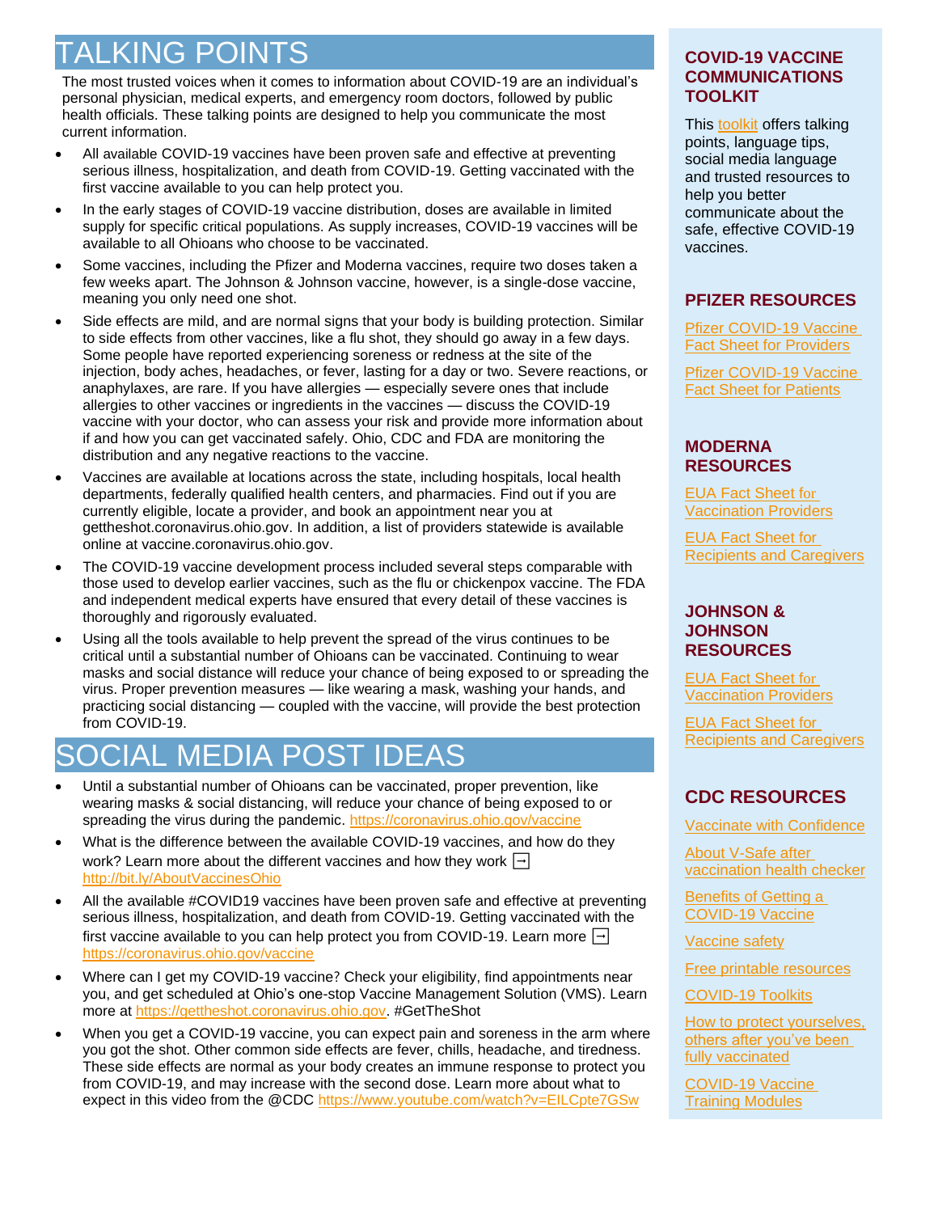# TALKING POINTS

The most trusted voices when it comes to information about COVID-19 are an individual's personal physician, medical experts, and emergency room doctors, followed by public health officials. These talking points are designed to help you communicate the most current information.

- All available COVID-19 vaccines have been proven safe and effective at preventing serious illness, hospitalization, and death from COVID-19. Getting vaccinated with the first vaccine available to you can help protect you.
- In the early stages of COVID-19 vaccine distribution, doses are available in limited supply for specific critical populations. As supply increases, COVID-19 vaccines will be available to all Ohioans who choose to be vaccinated.
- Some vaccines, including the Pfizer and Moderna vaccines, require two doses taken a few weeks apart. The Johnson & Johnson vaccine, however, is a single-dose vaccine, meaning you only need one shot.
- Side effects are mild, and are normal signs that your body is building protection. Similar to side effects from other vaccines, like a flu shot, they should go away in a few days. Some people have reported experiencing soreness or redness at the site of the injection, body aches, headaches, or fever, lasting for a day or two. Severe reactions, or anaphylaxes, are rare. If you have allergies — especially severe ones that include allergies to other vaccines or ingredients in the vaccines — discuss the COVID-19 vaccine with your doctor, who can assess your risk and provide more information about if and how you can get vaccinated safely. Ohio, CDC and FDA are monitoring the distribution and any negative reactions to the vaccine.
- Vaccines are available at locations across the state, including hospitals, local health departments, federally qualified health centers, and pharmacies. Find out if you are currently eligible, locate a provider, and book an appointment near you at gettheshot.coronavirus.ohio.gov. In addition, a list of providers statewide is available online at vaccine.coronavirus.ohio.gov.
- The COVID-19 vaccine development process included several steps comparable with those used to develop earlier vaccines, such as the flu or chickenpox vaccine. The FDA and independent medical experts have ensured that every detail of these vaccines is thoroughly and rigorously evaluated.
- Using all the tools available to help prevent the spread of the virus continues to be critical until a substantial number of Ohioans can be vaccinated. Continuing to wear masks and social distance will reduce your chance of being exposed to or spreading the virus. Proper prevention measures — like wearing a mask, washing your hands, and practicing social distancing — coupled with the vaccine, will provide the best protection from COVID-19.

# SOCIAL MEDIA POST IDEAS

- Until a substantial number of Ohioans can be vaccinated, proper prevention, like wearing masks & social distancing, will reduce your chance of being exposed to or spreading the virus during the pandemic. https://coronavirus.ohio.gov/vaccine
- What is the difference between the available COVID-19 vaccines, and how do they work? Learn more about the different vaccines and how they work → http://bit.ly/AboutVaccinesOhio
- All the available #COVID19 vaccines have been proven safe and effective at preventing serious illness, hospitalization, and death from COVID-19. Getting vaccinated with the first vaccine available to you can help protect you from COVID-19. Learn more → https://coronavirus.ohio.gov/vaccine
- Where can I get my COVID-19 vaccine? Check your eligibility, find appointments near you, and get scheduled at Ohio's one-stop Vaccine Management Solution (VMS). Learn more at https://gettheshot.coronavirus.ohio.gov. #GetTheShot
- When you get a COVID-19 vaccine, you can expect pain and soreness in the arm where you got the shot. Other common side effects are fever, chills, headache, and tiredness. These side effects are normal as your body creates an immune response to protect you from COVID-19, and may increase with the second dose. Learn more about what to expect in this video from the @CDC https://www.youtube.com/watch?v=EILCpte7GSw

## COVID-19 VACCINE COMMUNICATIONS TOOLKIT

This toolkit offers talking points, language tips, social media language and trusted resources to help you better communicate about the safe, effective COVID-19 vaccines.

## PFIZER RESOURCES

Pfizer COVID-19 Vaccine Fact Sheet for Providers

Pfizer COVID-19 Vaccine Fact Sheet for Patients

## MODERNA RESOURCES

EUA Fact Sheet for Vaccination Providers

EUA Fact Sheet for Recipients and Caregivers

## JOHNSON & JOHNSON RESOURCES

EUA Fact Sheet for Vaccination Providers

EUA Fact Sheet for Recipients and Caregivers

## CDC RESOURCES

Vaccinate with Confidence

About V-Safe after vaccination health checker

Benefits of Getting a COVID-19 Vaccine

Vaccine safety

Free printable resources

COVID-19 Toolkits

How to protect yourselves, others after you've been fully vaccinated

COVID-19 Vaccine Training Modules